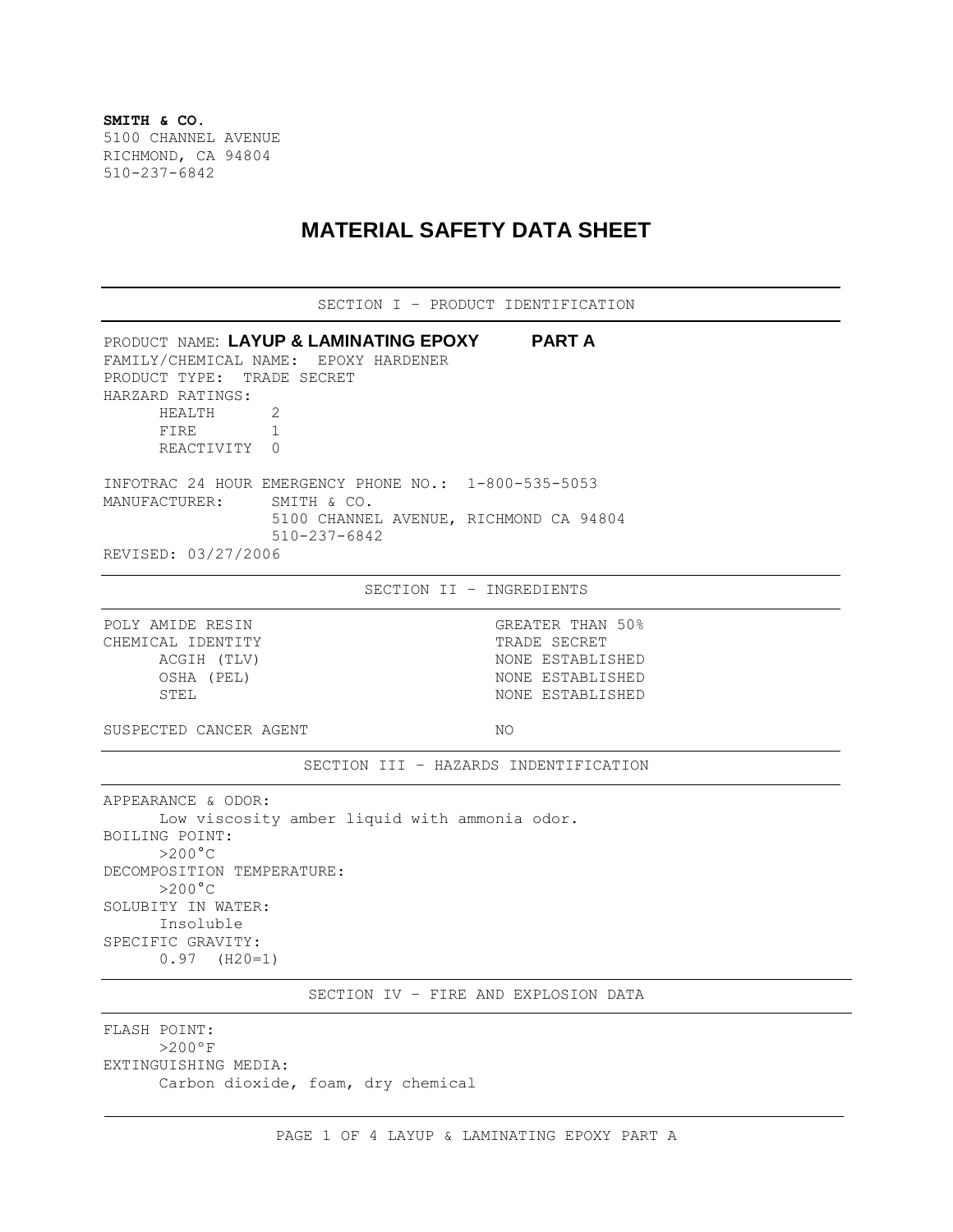**SMITH & CO.**
5100 CHANNEL AVENUE
RICHMOND, CA 94804
510-237-6842

# MATERIAL SAFETY DATA SHEET

## SECTION I – PRODUCT IDENTIFICATION

PRODUCT NAME: **LAYUP & LAMINATING EPOXY PART A**
FAMILY/CHEMICAL NAME: EPOXY HARDENER
PRODUCT TYPE: TRADE SECRET
HARZARD RATINGS:
HEALTH 2
FIRE 1
REACTIVITY 0

INFOTRAC 24 HOUR EMERGENCY PHONE NO.: 1-800-535-5053
MANUFACTURER: SMITH & CO.
5100 CHANNEL AVENUE, RICHMOND CA 94804
510-237-6842
REVISED: 03/27/2006

## SECTION II – INGREDIENTS

| | |
|---|---|
| POLY AMIDE RESIN | GREATER THAN 50% |
| CHEMICAL IDENTITY | TRADE SECRET |
| ACGIH (TLV) | NONE ESTABLISHED |
| OSHA (PEL) | NONE ESTABLISHED |
| STEL | NONE ESTABLISHED |
| SUSPECTED CANCER AGENT | NO |

## SECTION III – HAZARDS INDENTIFICATION

APPEARANCE & ODOR:
Low viscosity amber liquid with ammonia odor.
BOILING POINT:
>200°C
DECOMPOSITION TEMPERATURE:
>200°C
SOLUBITY IN WATER:
Insoluble
SPECIFIC GRAVITY:
0.97 (H20=1)

## SECTION IV – FIRE AND EXPLOSION DATA

FLASH POINT:
>200°F
EXTINGUISHING MEDIA:
Carbon dioxide, foam, dry chemical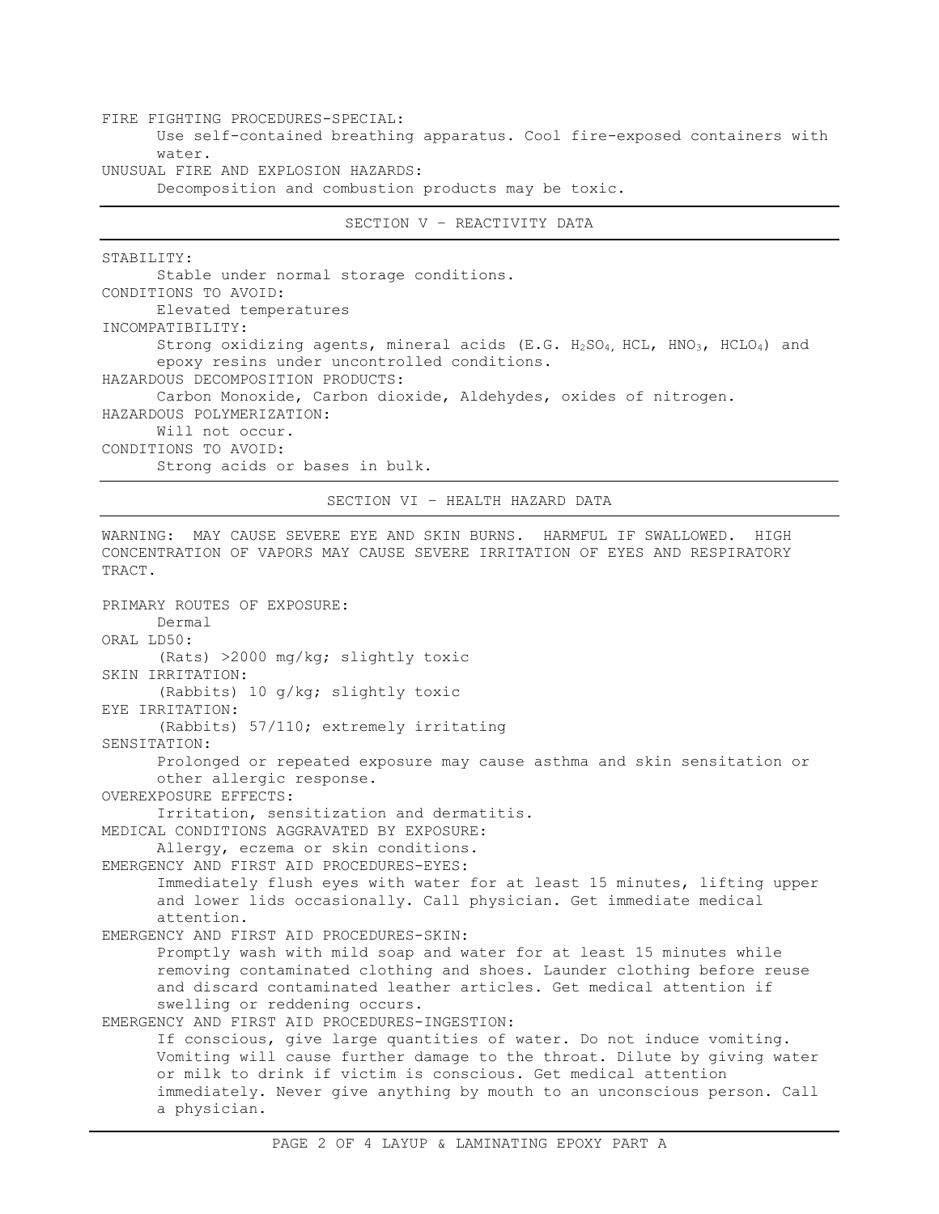FIRE FIGHTING PROCEDURES-SPECIAL:

Use self-contained breathing apparatus. Cool fire-exposed containers with water.

UNUSUAL FIRE AND EXPLOSION HAZARDS:

Decomposition and combustion products may be toxic.

## SECTION V – REACTIVITY DATA

STABILITY:

Stable under normal storage conditions.

CONDITIONS TO AVOID:

Elevated temperatures

INCOMPATIBILITY:

Strong oxidizing agents, mineral acids (E.G. $H_2SO_4$, HCL, $HNO_3$, $HCLO_4$) and epoxy resins under uncontrolled conditions.

HAZARDOUS DECOMPOSITION PRODUCTS:

Carbon Monoxide, Carbon dioxide, Aldehydes, oxides of nitrogen.

HAZARDOUS POLYMERIZATION:

Will not occur.

CONDITIONS TO AVOID:

Strong acids or bases in bulk.

## SECTION VI – HEALTH HAZARD DATA

WARNING: MAY CAUSE SEVERE EYE AND SKIN BURNS. HARMFUL IF SWALLOWED. HIGH CONCENTRATION OF VAPORS MAY CAUSE SEVERE IRRITATION OF EYES AND RESPIRATORY TRACT.

PRIMARY ROUTES OF EXPOSURE:

Dermal

ORAL LD50:

(Rats) >2000 mg/kg; slightly toxic

SKIN IRRITATION:

(Rabbits) 10 g/kg; slightly toxic

EYE IRRITATION:

(Rabbits) 57/110; extremely irritating

SENSITATION:

Prolonged or repeated exposure may cause asthma and skin sensitation or other allergic response.

OVEREXPOSURE EFFECTS:

Irritation, sensitization and dermatitis.

MEDICAL CONDITIONS AGGRAVATED BY EXPOSURE:

Allergy, eczema or skin conditions.

EMERGENCY AND FIRST AID PROCEDURES-EYES:

Immediately flush eyes with water for at least 15 minutes, lifting upper and lower lids occasionally. Call physician. Get immediate medical attention.

EMERGENCY AND FIRST AID PROCEDURES-SKIN:

Promptly wash with mild soap and water for at least 15 minutes while removing contaminated clothing and shoes. Launder clothing before reuse and discard contaminated leather articles. Get medical attention if swelling or reddening occurs.

EMERGENCY AND FIRST AID PROCEDURES-INGESTION:

If conscious, give large quantities of water. Do not induce vomiting. Vomiting will cause further damage to the throat. Dilute by giving water or milk to drink if victim is conscious. Get medical attention immediately. Never give anything by mouth to an unconscious person. Call a physician.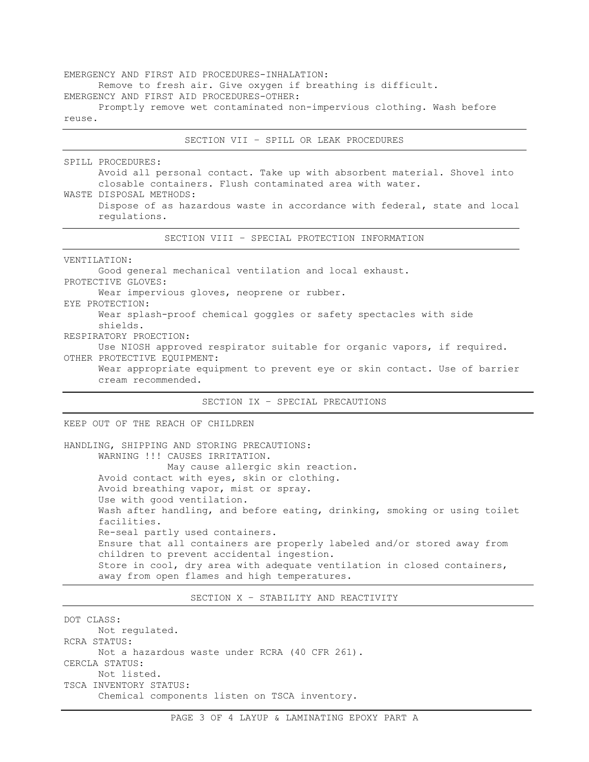EMERGENCY AND FIRST AID PROCEDURES-INHALATION:

Remove to fresh air. Give oxygen if breathing is difficult.

EMERGENCY AND FIRST AID PROCEDURES-OTHER:

Promptly remove wet contaminated non-impervious clothing. Wash before reuse.

## SECTION VII – SPILL OR LEAK PROCEDURES

SPILL PROCEDURES:

Avoid all personal contact. Take up with absorbent material. Shovel into closable containers. Flush contaminated area with water.

WASTE DISPOSAL METHODS:

Dispose of as hazardous waste in accordance with federal, state and local regulations.

## SECTION VIII – SPECIAL PROTECTION INFORMATION

VENTILATION:

Good general mechanical ventilation and local exhaust.

PROTECTIVE GLOVES:

Wear impervious gloves, neoprene or rubber.

EYE PROTECTION:

Wear splash-proof chemical goggles or safety spectacles with side shields.

RESPIRATORY PROECTION:

Use NIOSH approved respirator suitable for organic vapors, if required.

OTHER PROTECTIVE EQUIPMENT:

Wear appropriate equipment to prevent eye or skin contact. Use of barrier cream recommended.

## SECTION IX – SPECIAL PRECAUTIONS

KEEP OUT OF THE REACH OF CHILDREN

HANDLING, SHIPPING AND STORING PRECAUTIONS:

WARNING !!! CAUSES IRRITATION.
May cause allergic skin reaction.

Avoid contact with eyes, skin or clothing.
Avoid breathing vapor, mist or spray.
Use with good ventilation.
Wash after handling, and before eating, drinking, smoking or using toilet facilities.
Re-seal partly used containers.
Ensure that all containers are properly labeled and/or stored away from children to prevent accidental ingestion.
Store in cool, dry area with adequate ventilation in closed containers, away from open flames and high temperatures.

## SECTION X – STABILITY AND REACTIVITY

DOT CLASS:

Not regulated.

RCRA STATUS:

Not a hazardous waste under RCRA (40 CFR 261).

CERCLA STATUS:

Not listed.

TSCA INVENTORY STATUS:

Chemical components listen on TSCA inventory.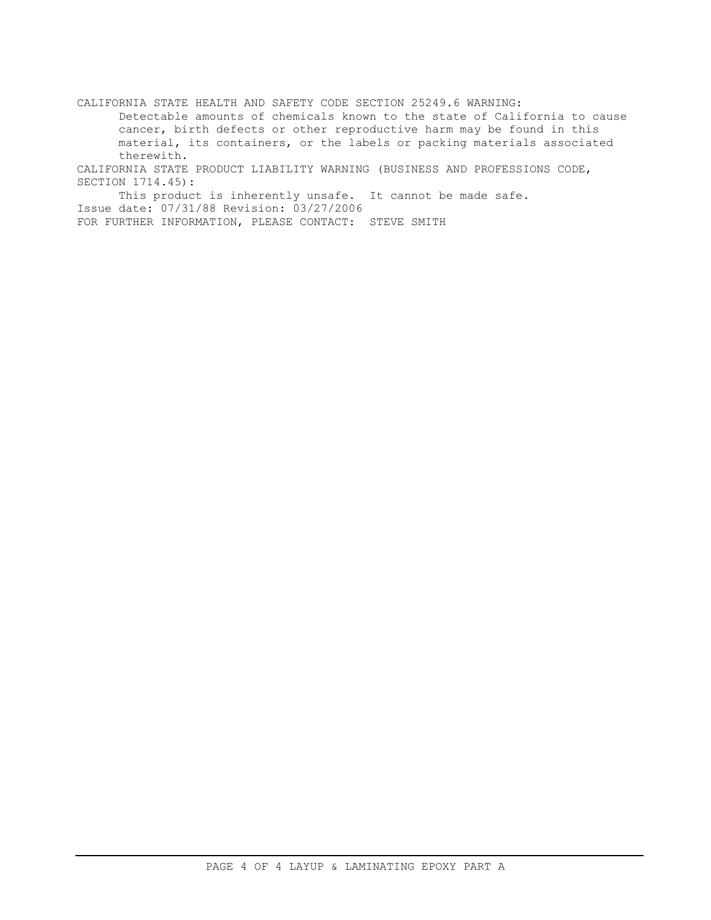CALIFORNIA STATE HEALTH AND SAFETY CODE SECTION 25249.6 WARNING:

Detectable amounts of chemicals known to the state of California to cause cancer, birth defects or other reproductive harm may be found in this material, its containers, or the labels or packing materials associated therewith.

CALIFORNIA STATE PRODUCT LIABILITY WARNING (BUSINESS AND PROFESSIONS CODE, SECTION 1714.45):

This product is inherently unsafe. It cannot be made safe.

Issue date: 07/31/88 Revision: 03/27/2006

FOR FURTHER INFORMATION, PLEASE CONTACT: STEVE SMITH